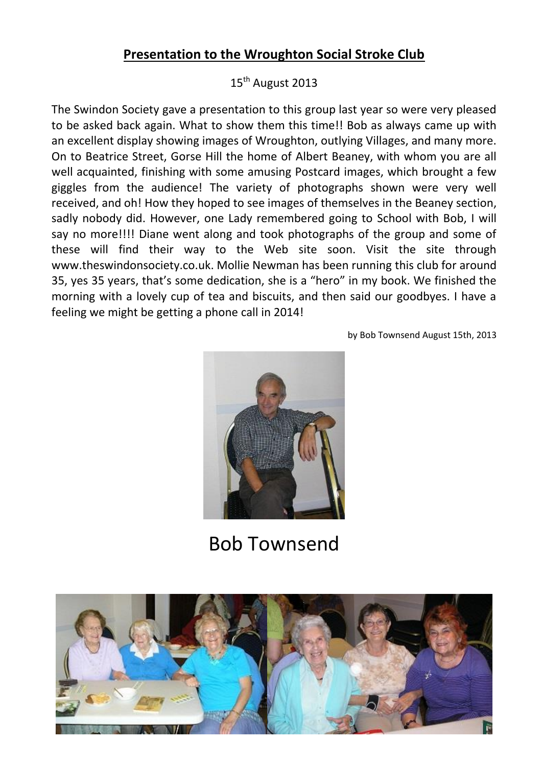## Presentation to the Wroughton Social Stroke Club

15th August 2013

The Swindon Society gave a presentation to this group last year so were very pleased to be asked back again. What to show them this time!! Bob as always came up with an excellent display showing images of Wroughton, outlying Villages, and many more. On to Beatrice Street, Gorse Hill the home of Albert Beaney, with whom you are all well acquainted, finishing with some amusing Postcard images, which brought a few giggles from the audience! The variety of photographs shown were very well received, and oh! How they hoped to see images of themselves in the Beaney section, sadly nobody did. However, one Lady remembered going to School with Bob, I will say no more!!!! Diane went along and took photographs of the group and some of these will find their way to the Web site soon. Visit the site through www.theswindonsociety.co.uk. Mollie Newman has been running this club for around 35, yes 35 years, that's some dedication, she is a "hero" in my book. We finished the morning with a lovely cup of tea and biscuits, and then said our goodbyes. I have a feeling we might be getting a phone call in 2014!

by Bob Townsend August 15th, 2013

Bob Townsend